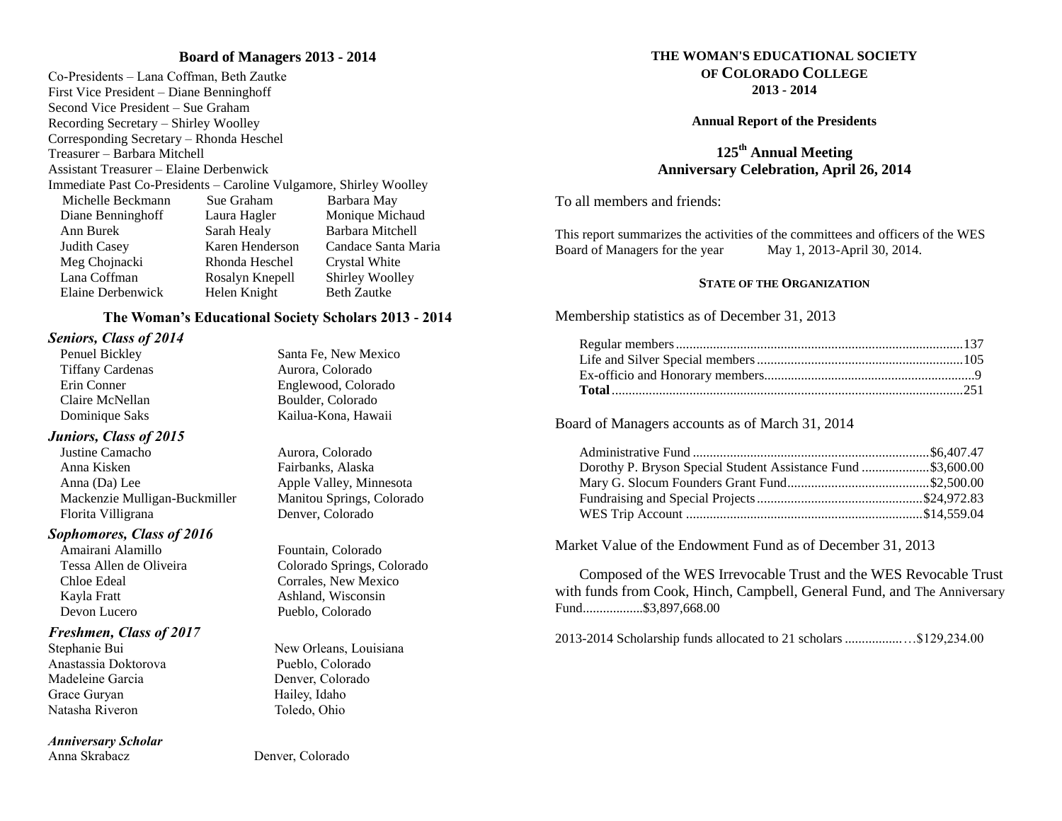## Board of Managers 2013 - 2014

Co-Presidents – Lana Coffman, Beth Zautke
First Vice President – Diane Benninghoff
Second Vice President – Sue Graham
Recording Secretary – Shirley Woolley
Corresponding Secretary – Rhonda Heschel
Treasurer – Barbara Mitchell
Assistant Treasurer – Elaine Derbenwick
Immediate Past Co-Presidents – Caroline Vulgamore, Shirley Woolley

| | | |
|---|---|---|
| Michelle Beckmann | Sue Graham | Barbara May |
| Diane Benninghoff | Laura Hagler | Monique Michaud |
| Ann Burek | Sarah Healy | Barbara Mitchell |
| Judith Casey | Karen Henderson | Candace Santa Maria |
| Meg Chojnacki | Rhonda Heschel | Crystal White |
| Lana Coffman | Rosalyn Knepell | Shirley Woolley |
| Elaine Derbenwick | Helen Knight | Beth Zautke |

## The Woman's Educational Society Scholars 2013 - 2014

### *Seniors, Class of 2014*

| | |
|---|---|
| Penuel Bickley | Santa Fe, New Mexico |
| Tiffany Cardenas | Aurora, Colorado |
| Erin Conner | Englewood, Colorado |
| Claire McNellan | Boulder, Colorado |
| Dominique Saks | Kailua-Kona, Hawaii |

### *Juniors, Class of 2015*

| | |
|---|---|
| Justine Camacho | Aurora, Colorado |
| Anna Kisken | Fairbanks, Alaska |
| Anna (Da) Lee | Apple Valley, Minnesota |
| Mackenzie Mulligan-Buckmiller | Manitou Springs, Colorado |
| Florita Villigrana | Denver, Colorado |

### *Sophomores, Class of 2016*

| | |
|---|---|
| Amairani Alamillo | Fountain, Colorado |
| Tessa Allen de Oliveira | Colorado Springs, Colorado |
| Chloe Edeal | Corrales, New Mexico |
| Kayla Fratt | Ashland, Wisconsin |
| Devon Lucero | Pueblo, Colorado |

### *Freshmen, Class of 2017*

| | |
|---|---|
| Stephanie Bui | New Orleans, Louisiana |
| Anastassia Doktorova | Pueblo, Colorado |
| Madeleine Garcia | Denver, Colorado |
| Grace Guryan | Hailey, Idaho |
| Natasha Riveron | Toledo, Ohio |

### *Anniversary Scholar*

| | |
|---|---|
| Anna Skrabacz | Denver, Colorado |

# THE WOMAN'S EDUCATIONAL SOCIETY OF COLORADO COLLEGE
## 2013 - 2014

**Annual Report of the Presidents**

## 125th Annual Meeting
## Anniversary Celebration, April 26, 2014

To all members and friends:

This report summarizes the activities of the committees and officers of the WES Board of Managers for the year May 1, 2013-April 30, 2014.

### STATE OF THE ORGANIZATION

Membership statistics as of December 31, 2013

| | |
|---|---|
| Regular members | 137 |
| Life and Silver Special members | 105 |
| Ex-officio and Honorary members | 9 |
| **Total** | 251 |

Board of Managers accounts as of March 31, 2014

| | |
|---|---|
| Administrative Fund | $6,407.47 |
| Dorothy P. Bryson Special Student Assistance Fund | $3,600.00 |
| Mary G. Slocum Founders Grant Fund | $2,500.00 |
| Fundraising and Special Projects | $24,972.83 |
| WES Trip Account | $14,559.04 |

Market Value of the Endowment Fund as of December 31, 2013

Composed of the WES Irrevocable Trust and the WES Revocable Trust with funds from Cook, Hinch, Campbell, General Fund, and The Anniversary Fund..................$3,897,668.00

2013-2014 Scholarship funds allocated to 21 scholars ..................$129,234.00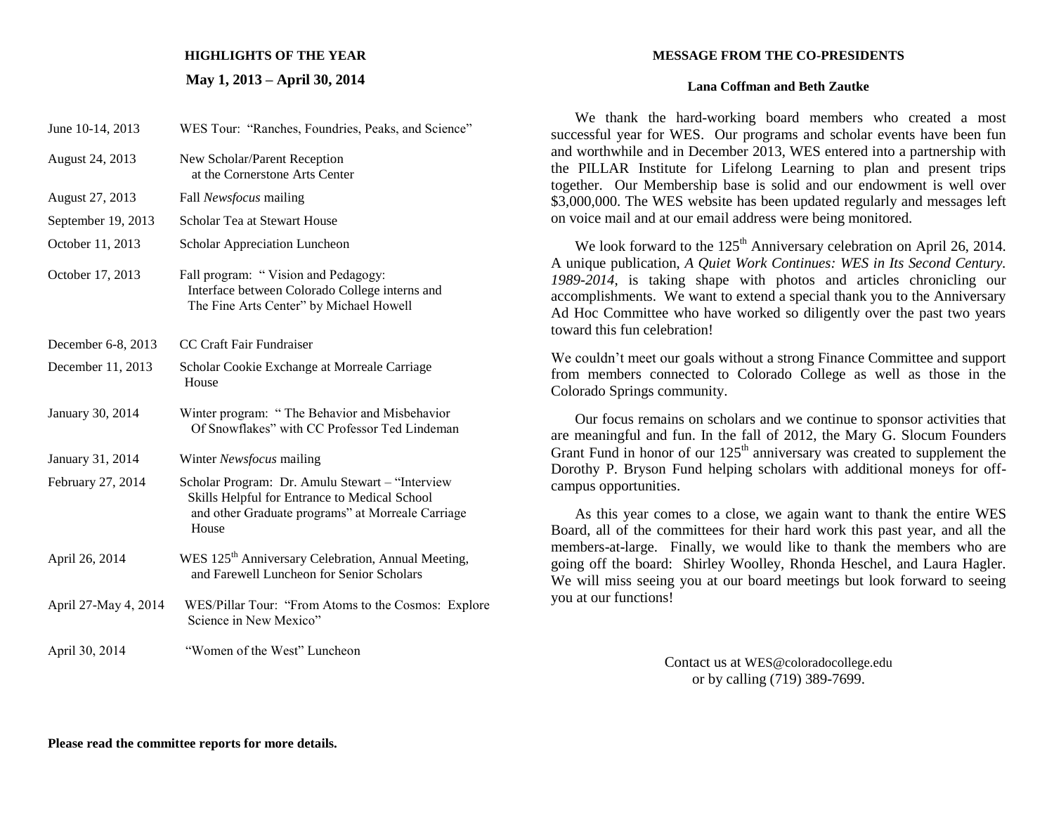## HIGHLIGHTS OF THE YEAR

### May 1, 2013 – April 30, 2014

| | |
|---|---|
| June 10-14, 2013 | WES Tour: "Ranches, Foundries, Peaks, and Science" |
| August 24, 2013 | New Scholar/Parent Reception at the Cornerstone Arts Center |
| August 27, 2013 | Fall *Newsfocus* mailing |
| September 19, 2013 | Scholar Tea at Stewart House |
| October 11, 2013 | Scholar Appreciation Luncheon |
| October 17, 2013 | Fall program: " Vision and Pedagogy: Interface between Colorado College interns and The Fine Arts Center" by Michael Howell |
| December 6-8, 2013 | CC Craft Fair Fundraiser |
| December 11, 2013 | Scholar Cookie Exchange at Morreale Carriage House |
| January 30, 2014 | Winter program: " The Behavior and Misbehavior Of Snowflakes" with CC Professor Ted Lindeman |
| January 31, 2014 | Winter *Newsfocus* mailing |
| February 27, 2014 | Scholar Program: Dr. Amulu Stewart – "Interview Skills Helpful for Entrance to Medical School and other Graduate programs" at Morreale Carriage House |
| April 26, 2014 | WES 125th Anniversary Celebration, Annual Meeting, and Farewell Luncheon for Senior Scholars |
| April 27-May 4, 2014 | WES/Pillar Tour: "From Atoms to the Cosmos: Explore Science in New Mexico" |
| April 30, 2014 | "Women of the West" Luncheon |

**Please read the committee reports for more details.**

## MESSAGE FROM THE CO-PRESIDENTS

**Lana Coffman and Beth Zautke**

We thank the hard-working board members who created a most successful year for WES. Our programs and scholar events have been fun and worthwhile and in December 2013, WES entered into a partnership with the PILLAR Institute for Lifelong Learning to plan and present trips together. Our Membership base is solid and our endowment is well over $3,000,000. The WES website has been updated regularly and messages left on voice mail and at our email address were being monitored.

We look forward to the 125th Anniversary celebration on April 26, 2014. A unique publication, *A Quiet Work Continues: WES in Its Second Century. 1989-2014*, is taking shape with photos and articles chronicling our accomplishments. We want to extend a special thank you to the Anniversary Ad Hoc Committee who have worked so diligently over the past two years toward this fun celebration!

We couldn't meet our goals without a strong Finance Committee and support from members connected to Colorado College as well as those in the Colorado Springs community.

Our focus remains on scholars and we continue to sponsor activities that are meaningful and fun. In the fall of 2012, the Mary G. Slocum Founders Grant Fund in honor of our 125th anniversary was created to supplement the Dorothy P. Bryson Fund helping scholars with additional moneys for off-campus opportunities.

As this year comes to a close, we again want to thank the entire WES Board, all of the committees for their hard work this past year, and all the members-at-large. Finally, we would like to thank the members who are going off the board: Shirley Woolley, Rhonda Heschel, and Laura Hagler. We will miss seeing you at our board meetings but look forward to seeing you at our functions!

Contact us at WES@coloradocollege.edu
or by calling (719) 389-7699.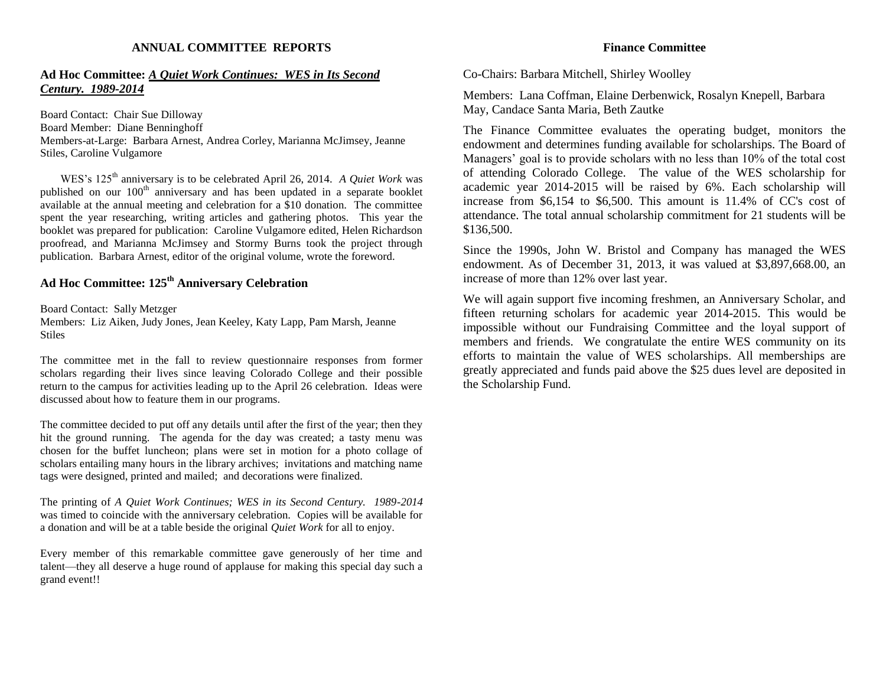# ANNUAL COMMITTEE REPORTS

## Ad Hoc Committee: *A Quiet Work Continues: WES in Its Second Century. 1989-2014*

Board Contact: Chair Sue Dilloway
Board Member: Diane Benninghoff
Members-at-Large: Barbara Arnest, Andrea Corley, Marianna McJimsey, Jeanne Stiles, Caroline Vulgamore

WES's 125th anniversary is to be celebrated April 26, 2014. *A Quiet Work* was published on our 100th anniversary and has been updated in a separate booklet available at the annual meeting and celebration for a $10 donation. The committee spent the year researching, writing articles and gathering photos. This year the booklet was prepared for publication: Caroline Vulgamore edited, Helen Richardson proofread, and Marianna McJimsey and Stormy Burns took the project through publication. Barbara Arnest, editor of the original volume, wrote the foreword.

## Ad Hoc Committee: 125th Anniversary Celebration

Board Contact: Sally Metzger
Members: Liz Aiken, Judy Jones, Jean Keeley, Katy Lapp, Pam Marsh, Jeanne Stiles

The committee met in the fall to review questionnaire responses from former scholars regarding their lives since leaving Colorado College and their possible return to the campus for activities leading up to the April 26 celebration. Ideas were discussed about how to feature them in our programs.

The committee decided to put off any details until after the first of the year; then they hit the ground running. The agenda for the day was created; a tasty menu was chosen for the buffet luncheon; plans were set in motion for a photo collage of scholars entailing many hours in the library archives; invitations and matching name tags were designed, printed and mailed; and decorations were finalized.

The printing of *A Quiet Work Continues; WES in its Second Century. 1989-2014* was timed to coincide with the anniversary celebration. Copies will be available for a donation and will be at a table beside the original *Quiet Work* for all to enjoy.

Every member of this remarkable committee gave generously of her time and talent—they all deserve a huge round of applause for making this special day such a grand event!!

## Finance Committee

Co-Chairs: Barbara Mitchell, Shirley Woolley

Members: Lana Coffman, Elaine Derbenwick, Rosalyn Knepell, Barbara May, Candace Santa Maria, Beth Zautke

The Finance Committee evaluates the operating budget, monitors the endowment and determines funding available for scholarships. The Board of Managers' goal is to provide scholars with no less than 10% of the total cost of attending Colorado College. The value of the WES scholarship for academic year 2014-2015 will be raised by 6%. Each scholarship will increase from $6,154 to $6,500. This amount is 11.4% of CC's cost of attendance. The total annual scholarship commitment for 21 students will be $136,500.

Since the 1990s, John W. Bristol and Company has managed the WES endowment. As of December 31, 2013, it was valued at $3,897,668.00, an increase of more than 12% over last year.

We will again support five incoming freshmen, an Anniversary Scholar, and fifteen returning scholars for academic year 2014-2015. This would be impossible without our Fundraising Committee and the loyal support of members and friends. We congratulate the entire WES community on its efforts to maintain the value of WES scholarships. All memberships are greatly appreciated and funds paid above the $25 dues level are deposited in the Scholarship Fund.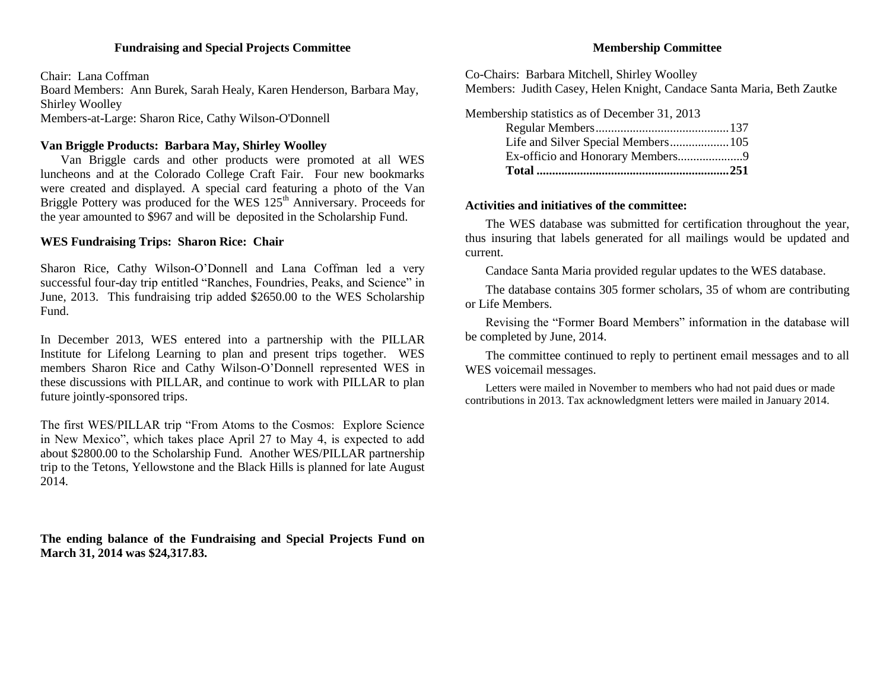## Fundraising and Special Projects Committee

Chair: Lana Coffman
Board Members: Ann Burek, Sarah Healy, Karen Henderson, Barbara May, Shirley Woolley
Members-at-Large: Sharon Rice, Cathy Wilson-O'Donnell

### Van Briggle Products: Barbara May, Shirley Woolley

Van Briggle cards and other products were promoted at all WES luncheons and at the Colorado College Craft Fair. Four new bookmarks were created and displayed. A special card featuring a photo of the Van Briggle Pottery was produced for the WES 125th Anniversary. Proceeds for the year amounted to $967 and will be deposited in the Scholarship Fund.

### WES Fundraising Trips: Sharon Rice: Chair

Sharon Rice, Cathy Wilson-O'Donnell and Lana Coffman led a very successful four-day trip entitled "Ranches, Foundries, Peaks, and Science" in June, 2013. This fundraising trip added $2650.00 to the WES Scholarship Fund.

In December 2013, WES entered into a partnership with the PILLAR Institute for Lifelong Learning to plan and present trips together. WES members Sharon Rice and Cathy Wilson-O'Donnell represented WES in these discussions with PILLAR, and continue to work with PILLAR to plan future jointly-sponsored trips.

The first WES/PILLAR trip "From Atoms to the Cosmos: Explore Science in New Mexico", which takes place April 27 to May 4, is expected to add about $2800.00 to the Scholarship Fund. Another WES/PILLAR partnership trip to the Tetons, Yellowstone and the Black Hills is planned for late August 2014.

**The ending balance of the Fundraising and Special Projects Fund on March 31, 2014 was $24,317.83.**

## Membership Committee

Co-Chairs: Barbara Mitchell, Shirley Woolley
Members: Judith Casey, Helen Knight, Candace Santa Maria, Beth Zautke

Membership statistics as of December 31, 2013

| Category | Count |
|---|---|
| Regular Members | 137 |
| Life and Silver Special Members | 105 |
| Ex-officio and Honorary Members | 9 |
| **Total** | **251** |

### Activities and initiatives of the committee:

The WES database was submitted for certification throughout the year, thus insuring that labels generated for all mailings would be updated and current.

Candace Santa Maria provided regular updates to the WES database.

The database contains 305 former scholars, 35 of whom are contributing or Life Members.

Revising the "Former Board Members" information in the database will be completed by June, 2014.

The committee continued to reply to pertinent email messages and to all WES voicemail messages.

Letters were mailed in November to members who had not paid dues or made contributions in 2013. Tax acknowledgment letters were mailed in January 2014.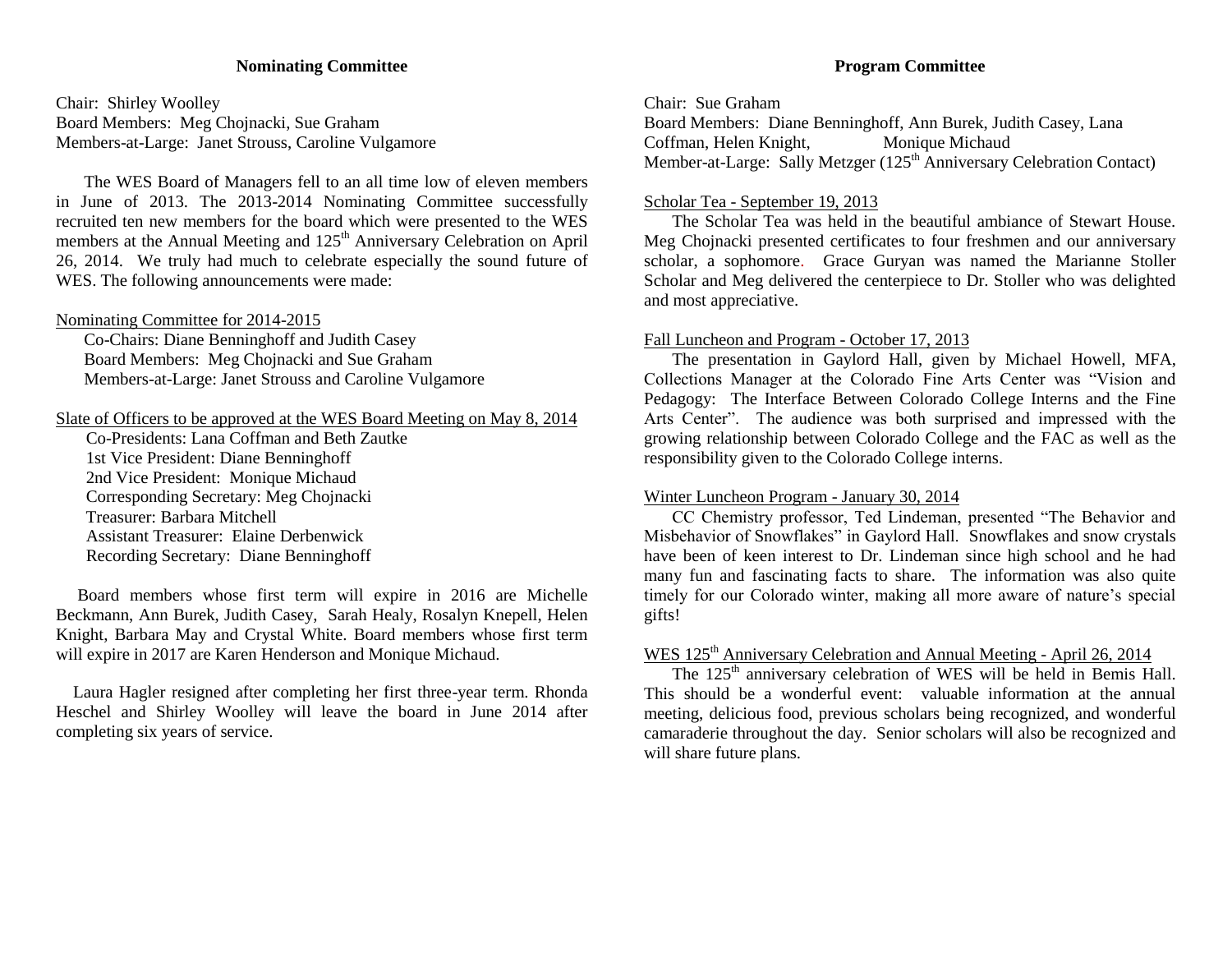## Nominating Committee

Chair: Shirley Woolley
Board Members: Meg Chojnacki, Sue Graham
Members-at-Large: Janet Strouss, Caroline Vulgamore

The WES Board of Managers fell to an all time low of eleven members in June of 2013. The 2013-2014 Nominating Committee successfully recruited ten new members for the board which were presented to the WES members at the Annual Meeting and 125th Anniversary Celebration on April 26, 2014. We truly had much to celebrate especially the sound future of WES. The following announcements were made:

Nominating Committee for 2014-2015

Co-Chairs: Diane Benninghoff and Judith Casey
Board Members: Meg Chojnacki and Sue Graham
Members-at-Large: Janet Strouss and Caroline Vulgamore

Slate of Officers to be approved at the WES Board Meeting on May 8, 2014

Co-Presidents: Lana Coffman and Beth Zautke
1st Vice President: Diane Benninghoff
2nd Vice President: Monique Michaud
Corresponding Secretary: Meg Chojnacki
Treasurer: Barbara Mitchell
Assistant Treasurer: Elaine Derbenwick
Recording Secretary: Diane Benninghoff

Board members whose first term will expire in 2016 are Michelle Beckmann, Ann Burek, Judith Casey, Sarah Healy, Rosalyn Knepell, Helen Knight, Barbara May and Crystal White. Board members whose first term will expire in 2017 are Karen Henderson and Monique Michaud.

Laura Hagler resigned after completing her first three-year term. Rhonda Heschel and Shirley Woolley will leave the board in June 2014 after completing six years of service.

## Program Committee

Chair: Sue Graham
Board Members: Diane Benninghoff, Ann Burek, Judith Casey, Lana Coffman, Helen Knight, Monique Michaud
Member-at-Large: Sally Metzger (125th Anniversary Celebration Contact)

Scholar Tea - September 19, 2013

The Scholar Tea was held in the beautiful ambiance of Stewart House. Meg Chojnacki presented certificates to four freshmen and our anniversary scholar, a sophomore. Grace Guryan was named the Marianne Stoller Scholar and Meg delivered the centerpiece to Dr. Stoller who was delighted and most appreciative.

Fall Luncheon and Program - October 17, 2013

The presentation in Gaylord Hall, given by Michael Howell, MFA, Collections Manager at the Colorado Fine Arts Center was "Vision and Pedagogy: The Interface Between Colorado College Interns and the Fine Arts Center". The audience was both surprised and impressed with the growing relationship between Colorado College and the FAC as well as the responsibility given to the Colorado College interns.

Winter Luncheon Program - January 30, 2014

CC Chemistry professor, Ted Lindeman, presented "The Behavior and Misbehavior of Snowflakes" in Gaylord Hall. Snowflakes and snow crystals have been of keen interest to Dr. Lindeman since high school and he had many fun and fascinating facts to share. The information was also quite timely for our Colorado winter, making all more aware of nature's special gifts!

WES 125th Anniversary Celebration and Annual Meeting - April 26, 2014

The 125th anniversary celebration of WES will be held in Bemis Hall. This should be a wonderful event: valuable information at the annual meeting, delicious food, previous scholars being recognized, and wonderful camaraderie throughout the day. Senior scholars will also be recognized and will share future plans.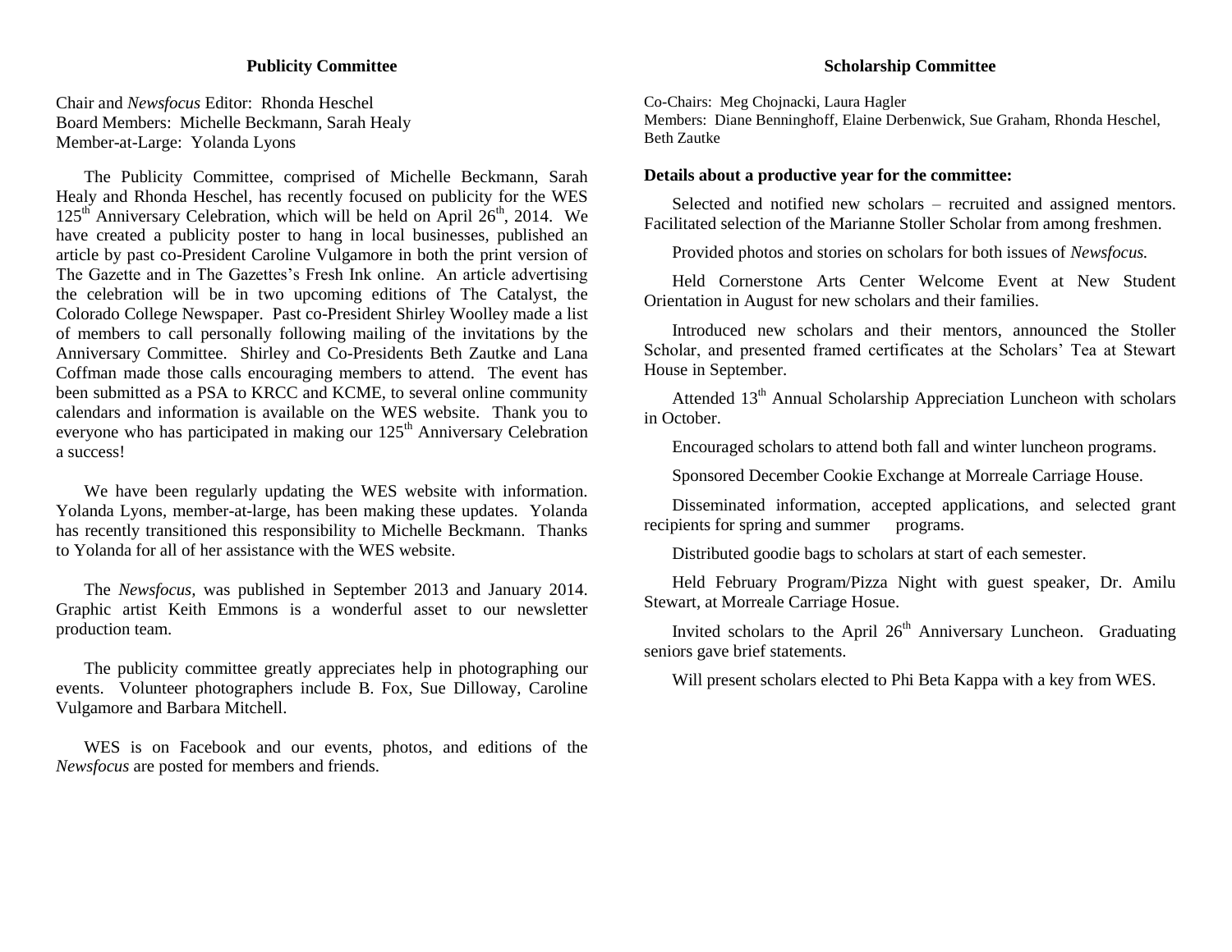## Publicity Committee

Chair and *Newsfocus* Editor: Rhonda Heschel
Board Members: Michelle Beckmann, Sarah Healy
Member-at-Large: Yolanda Lyons

The Publicity Committee, comprised of Michelle Beckmann, Sarah Healy and Rhonda Heschel, has recently focused on publicity for the WES 125th Anniversary Celebration, which will be held on April 26th, 2014. We have created a publicity poster to hang in local businesses, published an article by past co-President Caroline Vulgamore in both the print version of The Gazette and in The Gazettes's Fresh Ink online. An article advertising the celebration will be in two upcoming editions of The Catalyst, the Colorado College Newspaper. Past co-President Shirley Woolley made a list of members to call personally following mailing of the invitations by the Anniversary Committee. Shirley and Co-Presidents Beth Zautke and Lana Coffman made those calls encouraging members to attend. The event has been submitted as a PSA to KRCC and KCME, to several online community calendars and information is available on the WES website. Thank you to everyone who has participated in making our 125th Anniversary Celebration a success!

We have been regularly updating the WES website with information. Yolanda Lyons, member-at-large, has been making these updates. Yolanda has recently transitioned this responsibility to Michelle Beckmann. Thanks to Yolanda for all of her assistance with the WES website.

The *Newsfocus,* was published in September 2013 and January 2014. Graphic artist Keith Emmons is a wonderful asset to our newsletter production team.

The publicity committee greatly appreciates help in photographing our events. Volunteer photographers include B. Fox, Sue Dilloway, Caroline Vulgamore and Barbara Mitchell.

WES is on Facebook and our events, photos, and editions of the *Newsfocus* are posted for members and friends.

## Scholarship Committee

Co-Chairs: Meg Chojnacki, Laura Hagler
Members: Diane Benninghoff, Elaine Derbenwick, Sue Graham, Rhonda Heschel, Beth Zautke

**Details about a productive year for the committee:**

Selected and notified new scholars – recruited and assigned mentors. Facilitated selection of the Marianne Stoller Scholar from among freshmen.

Provided photos and stories on scholars for both issues of *Newsfocus.*

Held Cornerstone Arts Center Welcome Event at New Student Orientation in August for new scholars and their families.

Introduced new scholars and their mentors, announced the Stoller Scholar, and presented framed certificates at the Scholars' Tea at Stewart House in September.

Attended 13th Annual Scholarship Appreciation Luncheon with scholars in October.

Encouraged scholars to attend both fall and winter luncheon programs.

Sponsored December Cookie Exchange at Morreale Carriage House.

Disseminated information, accepted applications, and selected grant recipients for spring and summer programs.

Distributed goodie bags to scholars at start of each semester.

Held February Program/Pizza Night with guest speaker, Dr. Amilu Stewart, at Morreale Carriage Hosue.

Invited scholars to the April 26th Anniversary Luncheon. Graduating seniors gave brief statements.

Will present scholars elected to Phi Beta Kappa with a key from WES.